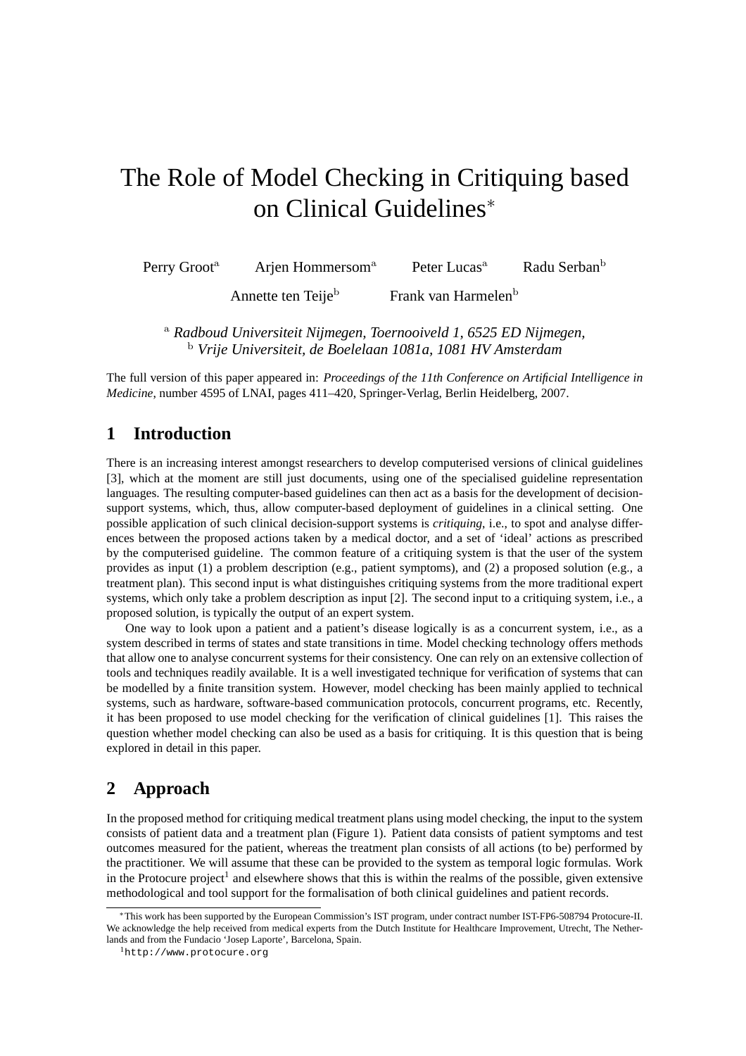# The Role of Model Checking in Critiquing based on Clinical Guidelines*

Perry Groot[a] Arjen Hommersom[a] Peter Lucas[a] Radu Serban[b]

Annette ten Teije[b] Frank van Harmelen[b]

[a] *Radboud Universiteit Nijmegen, Toernooiveld 1, 6525 ED Nijmegen,*
[b] *Vrije Universiteit, de Boelelaan 1081a, 1081 HV Amsterdam*

The full version of this paper appeared in: *Proceedings of the 11th Conference on Artificial Intelligence in Medicine*, number 4595 of LNAI, pages 411–420, Springer-Verlag, Berlin Heidelberg, 2007.

## 1 Introduction

There is an increasing interest amongst researchers to develop computerised versions of clinical guidelines [3], which at the moment are still just documents, using one of the specialised guideline representation languages. The resulting computer-based guidelines can then act as a basis for the development of decision-support systems, which, thus, allow computer-based deployment of guidelines in a clinical setting. One possible application of such clinical decision-support systems is *critiquing*, i.e., to spot and analyse differences between the proposed actions taken by a medical doctor, and a set of 'ideal' actions as prescribed by the computerised guideline. The common feature of a critiquing system is that the user of the system provides as input (1) a problem description (e.g., patient symptoms), and (2) a proposed solution (e.g., a treatment plan). This second input is what distinguishes critiquing systems from the more traditional expert systems, which only take a problem description as input [2]. The second input to a critiquing system, i.e., a proposed solution, is typically the output of an expert system.

One way to look upon a patient and a patient's disease logically is as a concurrent system, i.e., as a system described in terms of states and state transitions in time. Model checking technology offers methods that allow one to analyse concurrent systems for their consistency. One can rely on an extensive collection of tools and techniques readily available. It is a well investigated technique for verification of systems that can be modelled by a finite transition system. However, model checking has been mainly applied to technical systems, such as hardware, software-based communication protocols, concurrent programs, etc. Recently, it has been proposed to use model checking for the verification of clinical guidelines [1]. This raises the question whether model checking can also be used as a basis for critiquing. It is this question that is being explored in detail in this paper.

## 2 Approach

In the proposed method for critiquing medical treatment plans using model checking, the input to the system consists of patient data and a treatment plan (Figure 1). Patient data consists of patient symptoms and test outcomes measured for the patient, whereas the treatment plan consists of all actions (to be) performed by the practitioner. We will assume that these can be provided to the system as temporal logic formulas. Work in the Protocure project[1] and elsewhere shows that this is within the realms of the possible, given extensive methodological and tool support for the formalisation of both clinical guidelines and patient records.

*This work has been supported by the European Commission's IST program, under contract number IST-FP6-508794 Protocure-II. We acknowledge the help received from medical experts from the Dutch Institute for Healthcare Improvement, Utrecht, The Netherlands and from the Fundacio 'Josep Laporte', Barcelona, Spain.

[1] http://www.protocure.org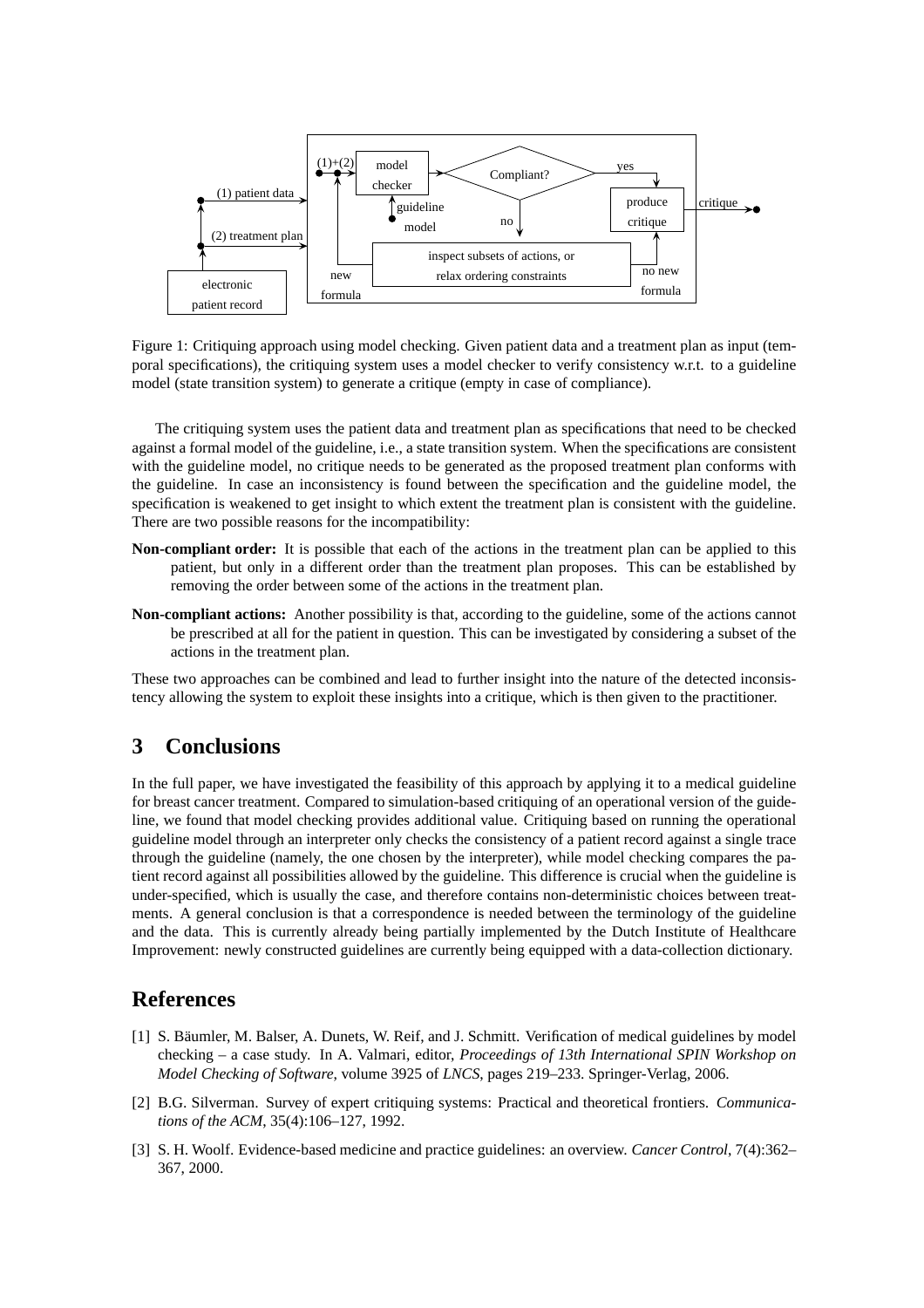(1)+(2)

model checker

Compliant?

yes

produce critique

critique

(1) patient data

guideline model

no

(2) treatment plan

inspect subsets of actions, or relax ordering constraints

electronic patient record

new formula

no new formula

Figure 1: Critiquing approach using model checking. Given patient data and a treatment plan as input (temporal specifications), the critiquing system uses a model checker to verify consistency w.r.t. to a guideline model (state transition system) to generate a critique (empty in case of compliance).

The critiquing system uses the patient data and treatment plan as specifications that need to be checked against a formal model of the guideline, i.e., a state transition system. When the specifications are consistent with the guideline model, no critique needs to be generated as the proposed treatment plan conforms with the guideline. In case an inconsistency is found between the specification and the guideline model, the specification is weakened to get insight to which extent the treatment plan is consistent with the guideline. There are two possible reasons for the incompatibility:

**Non-compliant order:** It is possible that each of the actions in the treatment plan can be applied to this patient, but only in a different order than the treatment plan proposes. This can be established by removing the order between some of the actions in the treatment plan.

**Non-compliant actions:** Another possibility is that, according to the guideline, some of the actions cannot be prescribed at all for the patient in question. This can be investigated by considering a subset of the actions in the treatment plan.

These two approaches can be combined and lead to further insight into the nature of the detected inconsistency allowing the system to exploit these insights into a critique, which is then given to the practitioner.

## 3 Conclusions

In the full paper, we have investigated the feasibility of this approach by applying it to a medical guideline for breast cancer treatment. Compared to simulation-based critiquing of an operational version of the guideline, we found that model checking provides additional value. Critiquing based on running the operational guideline model through an interpreter only checks the consistency of a patient record against a single trace through the guideline (namely, the one chosen by the interpreter), while model checking compares the patient record against all possibilities allowed by the guideline. This difference is crucial when the guideline is under-specified, which is usually the case, and therefore contains non-deterministic choices between treatments. A general conclusion is that a correspondence is needed between the terminology of the guideline and the data. This is currently already being partially implemented by the Dutch Institute of Healthcare Improvement: newly constructed guidelines are currently being equipped with a data-collection dictionary.

## References

[1] S. Bäumler, M. Balser, A. Dunets, W. Reif, and J. Schmitt. Verification of medical guidelines by model checking – a case study. In A. Valmari, editor, *Proceedings of 13th International SPIN Workshop on Model Checking of Software*, volume 3925 of *LNCS*, pages 219–233. Springer-Verlag, 2006.

[2] B.G. Silverman. Survey of expert critiquing systems: Practical and theoretical frontiers. *Communications of the ACM*, 35(4):106–127, 1992.

[3] S. H. Woolf. Evidence-based medicine and practice guidelines: an overview. *Cancer Control*, 7(4):362–367, 2000.